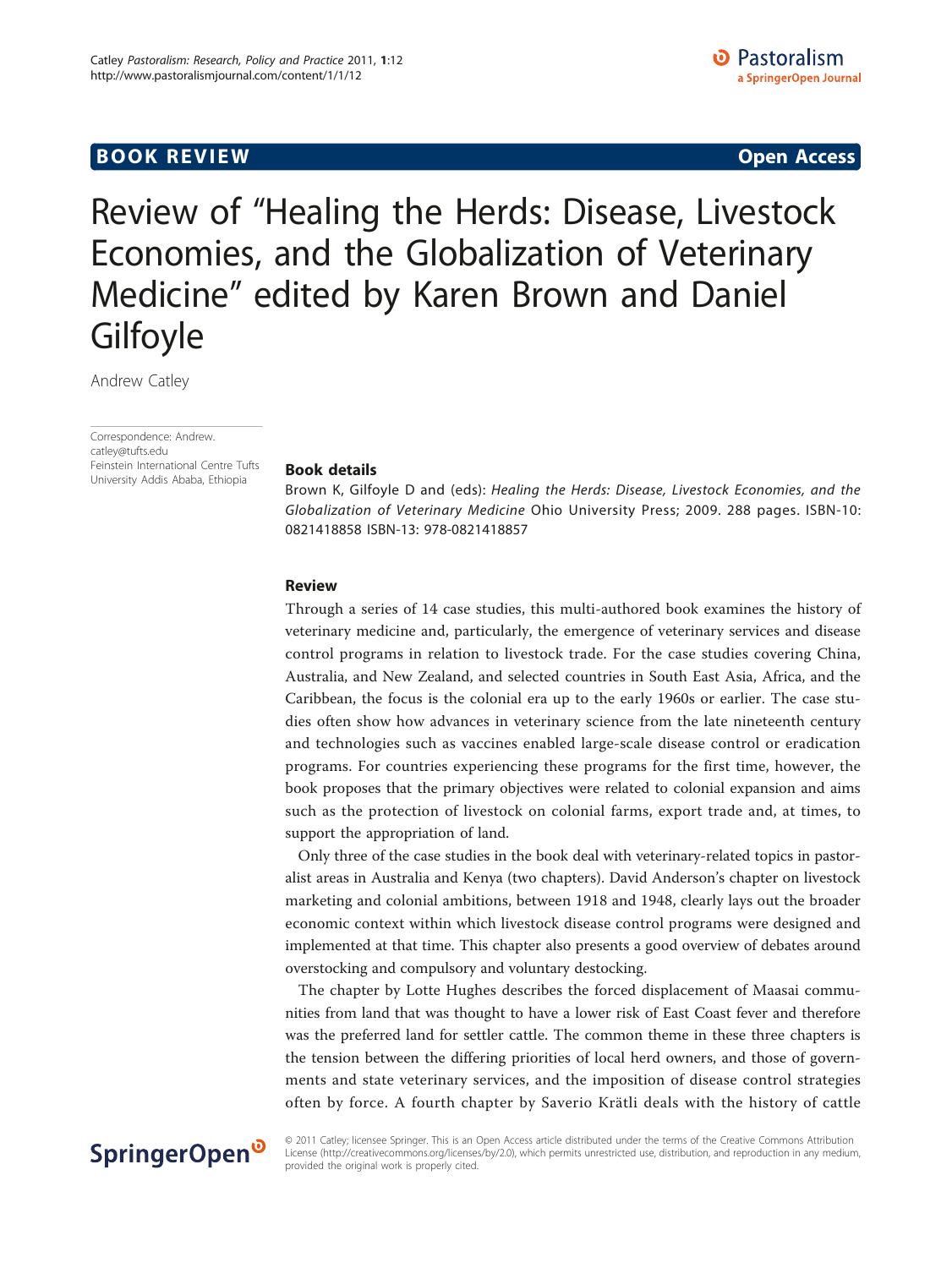**BOOK REVIEW** **Open Access**

# Review of "Healing the Herds: Disease, Livestock Economies, and the Globalization of Veterinary Medicine" edited by Karen Brown and Daniel Gilfoyle

Andrew Catley

Correspondence: Andrew.catley@tufts.edu
Feinstein International Centre Tufts University Addis Ababa, Ethiopia

## Book details

Brown K, Gilfoyle D and (eds): *Healing the Herds: Disease, Livestock Economies, and the Globalization of Veterinary Medicine* Ohio University Press; 2009. 288 pages. ISBN-10: 0821418858 ISBN-13: 978-0821418857

## Review

Through a series of 14 case studies, this multi-authored book examines the history of veterinary medicine and, particularly, the emergence of veterinary services and disease control programs in relation to livestock trade. For the case studies covering China, Australia, and New Zealand, and selected countries in South East Asia, Africa, and the Caribbean, the focus is the colonial era up to the early 1960s or earlier. The case studies often show how advances in veterinary science from the late nineteenth century and technologies such as vaccines enabled large-scale disease control or eradication programs. For countries experiencing these programs for the first time, however, the book proposes that the primary objectives were related to colonial expansion and aims such as the protection of livestock on colonial farms, export trade and, at times, to support the appropriation of land.

Only three of the case studies in the book deal with veterinary-related topics in pastoralist areas in Australia and Kenya (two chapters). David Anderson's chapter on livestock marketing and colonial ambitions, between 1918 and 1948, clearly lays out the broader economic context within which livestock disease control programs were designed and implemented at that time. This chapter also presents a good overview of debates around overstocking and compulsory and voluntary destocking.

The chapter by Lotte Hughes describes the forced displacement of Maasai communities from land that was thought to have a lower risk of East Coast fever and therefore was the preferred land for settler cattle. The common theme in these three chapters is the tension between the differing priorities of local herd owners, and those of governments and state veterinary services, and the imposition of disease control strategies often by force. A fourth chapter by Saverio Krätli deals with the history of cattle

© 2011 Catley; licensee Springer. This is an Open Access article distributed under the terms of the Creative Commons Attribution License (http://creativecommons.org/licenses/by/2.0), which permits unrestricted use, distribution, and reproduction in any medium, provided the original work is properly cited.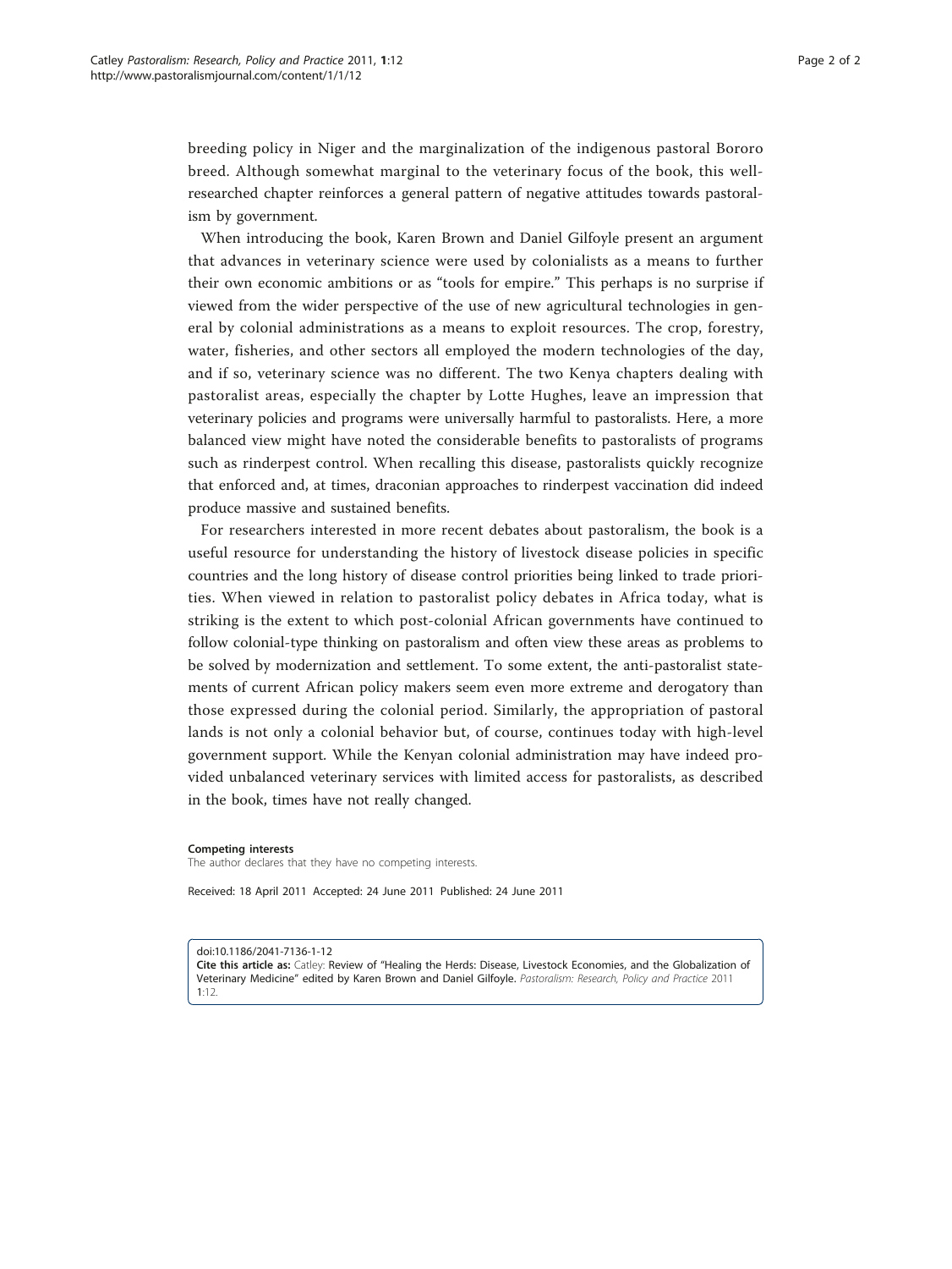breeding policy in Niger and the marginalization of the indigenous pastoral Bororo breed. Although somewhat marginal to the veterinary focus of the book, this well-researched chapter reinforces a general pattern of negative attitudes towards pastoralism by government.

When introducing the book, Karen Brown and Daniel Gilfoyle present an argument that advances in veterinary science were used by colonialists as a means to further their own economic ambitions or as "tools for empire." This perhaps is no surprise if viewed from the wider perspective of the use of new agricultural technologies in general by colonial administrations as a means to exploit resources. The crop, forestry, water, fisheries, and other sectors all employed the modern technologies of the day, and if so, veterinary science was no different. The two Kenya chapters dealing with pastoralist areas, especially the chapter by Lotte Hughes, leave an impression that veterinary policies and programs were universally harmful to pastoralists. Here, a more balanced view might have noted the considerable benefits to pastoralists of programs such as rinderpest control. When recalling this disease, pastoralists quickly recognize that enforced and, at times, draconian approaches to rinderpest vaccination did indeed produce massive and sustained benefits.

For researchers interested in more recent debates about pastoralism, the book is a useful resource for understanding the history of livestock disease policies in specific countries and the long history of disease control priorities being linked to trade priorities. When viewed in relation to pastoralist policy debates in Africa today, what is striking is the extent to which post-colonial African governments have continued to follow colonial-type thinking on pastoralism and often view these areas as problems to be solved by modernization and settlement. To some extent, the anti-pastoralist statements of current African policy makers seem even more extreme and derogatory than those expressed during the colonial period. Similarly, the appropriation of pastoral lands is not only a colonial behavior but, of course, continues today with high-level government support. While the Kenyan colonial administration may have indeed provided unbalanced veterinary services with limited access for pastoralists, as described in the book, times have not really changed.

#### Competing interests

The author declares that they have no competing interests.

Received: 18 April 2011 Accepted: 24 June 2011 Published: 24 June 2011

doi:10.1186/2041-7136-1-12

**Cite this article as:** Catley: Review of "Healing the Herds: Disease, Livestock Economies, and the Globalization of Veterinary Medicine" edited by Karen Brown and Daniel Gilfoyle. *Pastoralism: Research, Policy and Practice* 2011 **1**:12.